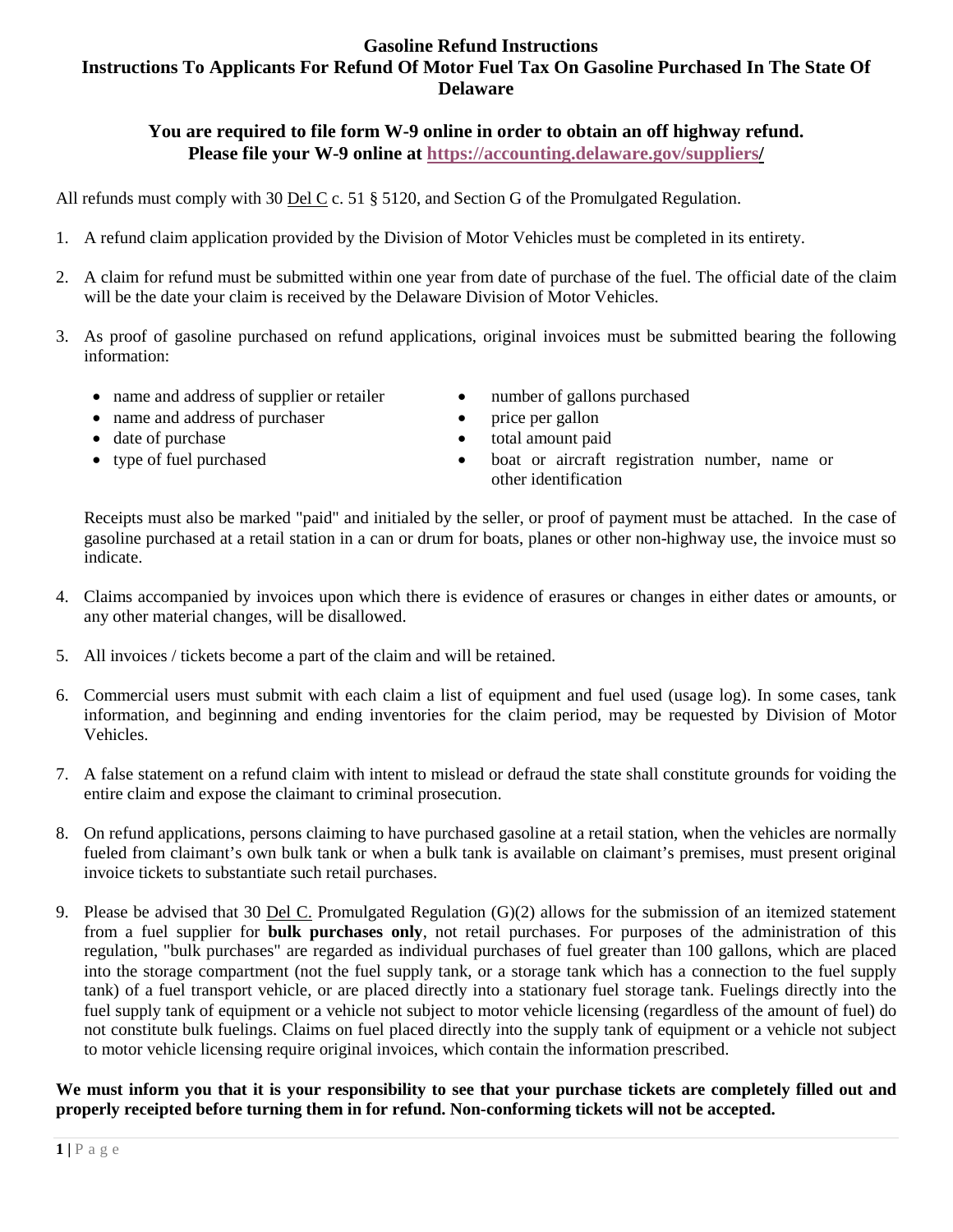# Gasoline Refund Instructions

## Instructions To Applicants For Refund Of Motor Fuel Tax On Gasoline Purchased In The State Of Delaware

### You are required to file form W-9 online in order to obtain an off highway refund. Please file your W-9 online at https://accounting.delaware.gov/suppliers/

All refunds must comply with 30 Del C c. 51 § 5120, and Section G of the Promulgated Regulation.

1. A refund claim application provided by the Division of Motor Vehicles must be completed in its entirety.

2. A claim for refund must be submitted within one year from date of purchase of the fuel. The official date of the claim will be the date your claim is received by the Delaware Division of Motor Vehicles.

3. As proof of gasoline purchased on refund applications, original invoices must be submitted bearing the following information:

   - name and address of supplier or retailer
   - name and address of purchaser
   - date of purchase
   - type of fuel purchased
   - number of gallons purchased
   - price per gallon
   - total amount paid
   - boat or aircraft registration number, name or other identification

   Receipts must also be marked "paid" and initialed by the seller, or proof of payment must be attached. In the case of gasoline purchased at a retail station in a can or drum for boats, planes or other non-highway use, the invoice must so indicate.

4. Claims accompanied by invoices upon which there is evidence of erasures or changes in either dates or amounts, or any other material changes, will be disallowed.

5. All invoices / tickets become a part of the claim and will be retained.

6. Commercial users must submit with each claim a list of equipment and fuel used (usage log). In some cases, tank information, and beginning and ending inventories for the claim period, may be requested by Division of Motor Vehicles.

7. A false statement on a refund claim with intent to mislead or defraud the state shall constitute grounds for voiding the entire claim and expose the claimant to criminal prosecution.

8. On refund applications, persons claiming to have purchased gasoline at a retail station, when the vehicles are normally fueled from claimant's own bulk tank or when a bulk tank is available on claimant's premises, must present original invoice tickets to substantiate such retail purchases.

9. Please be advised that 30 Del C. Promulgated Regulation (G)(2) allows for the submission of an itemized statement from a fuel supplier for **bulk purchases only**, not retail purchases. For purposes of the administration of this regulation, "bulk purchases" are regarded as individual purchases of fuel greater than 100 gallons, which are placed into the storage compartment (not the fuel supply tank, or a storage tank which has a connection to the fuel supply tank) of a fuel transport vehicle, or are placed directly into a stationary fuel storage tank. Fuelings directly into the fuel supply tank of equipment or a vehicle not subject to motor vehicle licensing (regardless of the amount of fuel) do not constitute bulk fuelings. Claims on fuel placed directly into the supply tank of equipment or a vehicle not subject to motor vehicle licensing require original invoices, which contain the information prescribed.

**We must inform you that it is your responsibility to see that your purchase tickets are completely filled out and properly receipted before turning them in for refund. Non-conforming tickets will not be accepted.**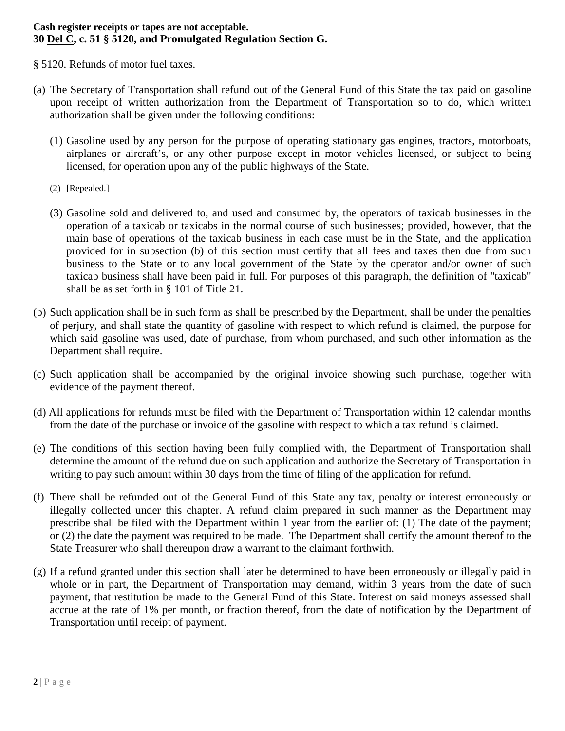**Cash register receipts or tapes are not acceptable.**
**30 Del C, c. 51 § 5120, and Promulgated Regulation Section G.**

§ 5120. Refunds of motor fuel taxes.

(a) The Secretary of Transportation shall refund out of the General Fund of this State the tax paid on gasoline upon receipt of written authorization from the Department of Transportation so to do, which written authorization shall be given under the following conditions:

   (1) Gasoline used by any person for the purpose of operating stationary gas engines, tractors, motorboats, airplanes or aircraft's, or any other purpose except in motor vehicles licensed, or subject to being licensed, for operation upon any of the public highways of the State.

   (2) [Repealed.]

   (3) Gasoline sold and delivered to, and used and consumed by, the operators of taxicab businesses in the operation of a taxicab or taxicabs in the normal course of such businesses; provided, however, that the main base of operations of the taxicab business in each case must be in the State, and the application provided for in subsection (b) of this section must certify that all fees and taxes then due from such business to the State or to any local government of the State by the operator and/or owner of such taxicab business shall have been paid in full. For purposes of this paragraph, the definition of "taxicab" shall be as set forth in § 101 of Title 21.

(b) Such application shall be in such form as shall be prescribed by the Department, shall be under the penalties of perjury, and shall state the quantity of gasoline with respect to which refund is claimed, the purpose for which said gasoline was used, date of purchase, from whom purchased, and such other information as the Department shall require.

(c) Such application shall be accompanied by the original invoice showing such purchase, together with evidence of the payment thereof.

(d) All applications for refunds must be filed with the Department of Transportation within 12 calendar months from the date of the purchase or invoice of the gasoline with respect to which a tax refund is claimed.

(e) The conditions of this section having been fully complied with, the Department of Transportation shall determine the amount of the refund due on such application and authorize the Secretary of Transportation in writing to pay such amount within 30 days from the time of filing of the application for refund.

(f) There shall be refunded out of the General Fund of this State any tax, penalty or interest erroneously or illegally collected under this chapter. A refund claim prepared in such manner as the Department may prescribe shall be filed with the Department within 1 year from the earlier of: (1) The date of the payment; or (2) the date the payment was required to be made. The Department shall certify the amount thereof to the State Treasurer who shall thereupon draw a warrant to the claimant forthwith.

(g) If a refund granted under this section shall later be determined to have been erroneously or illegally paid in whole or in part, the Department of Transportation may demand, within 3 years from the date of such payment, that restitution be made to the General Fund of this State. Interest on said moneys assessed shall accrue at the rate of 1% per month, or fraction thereof, from the date of notification by the Department of Transportation until receipt of payment.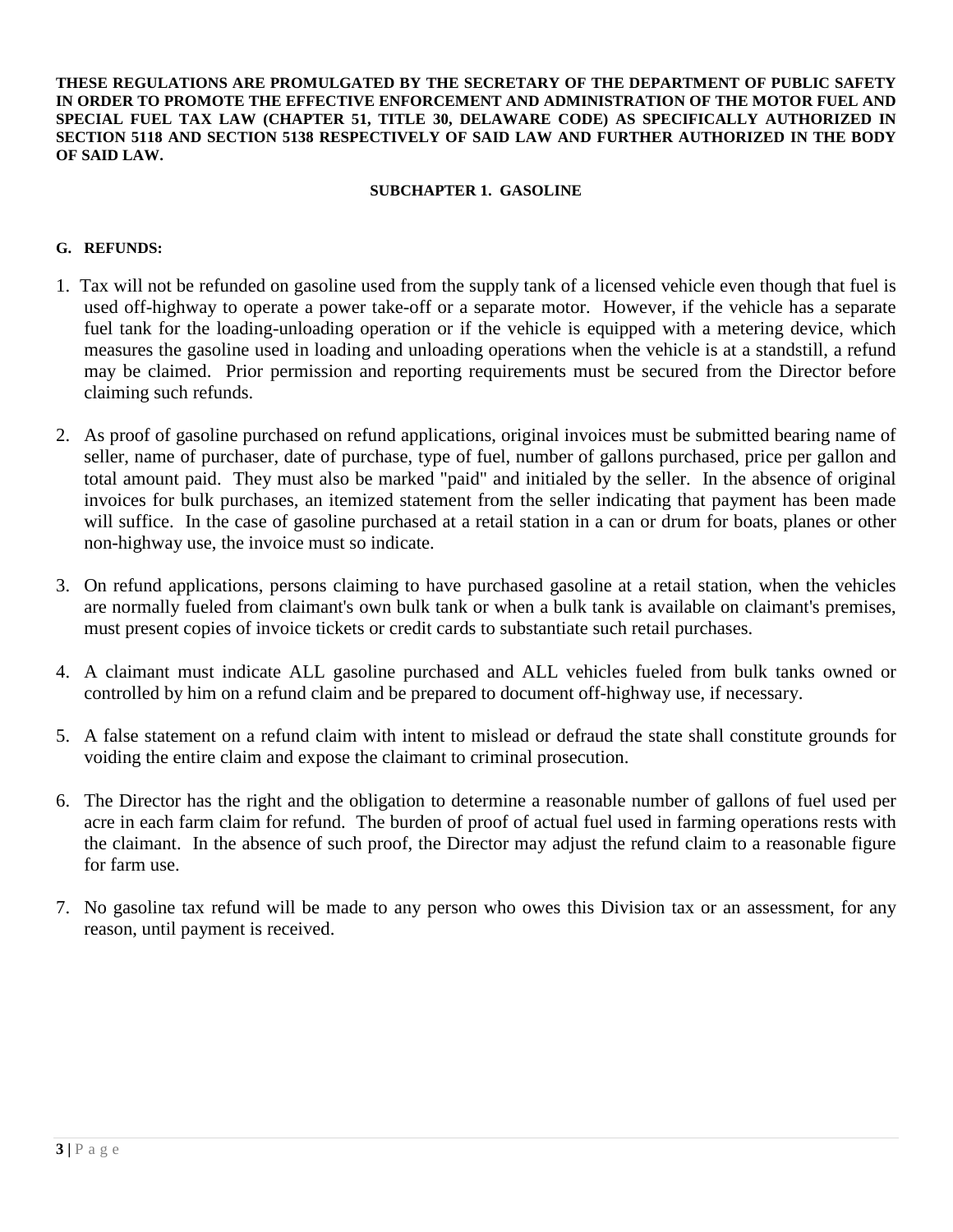**THESE REGULATIONS ARE PROMULGATED BY THE SECRETARY OF THE DEPARTMENT OF PUBLIC SAFETY IN ORDER TO PROMOTE THE EFFECTIVE ENFORCEMENT AND ADMINISTRATION OF THE MOTOR FUEL AND SPECIAL FUEL TAX LAW (CHAPTER 51, TITLE 30, DELAWARE CODE) AS SPECIFICALLY AUTHORIZED IN SECTION 5118 AND SECTION 5138 RESPECTIVELY OF SAID LAW AND FURTHER AUTHORIZED IN THE BODY OF SAID LAW.**

## SUBCHAPTER 1. GASOLINE

### G. REFUNDS:

1. Tax will not be refunded on gasoline used from the supply tank of a licensed vehicle even though that fuel is used off-highway to operate a power take-off or a separate motor. However, if the vehicle has a separate fuel tank for the loading-unloading operation or if the vehicle is equipped with a metering device, which measures the gasoline used in loading and unloading operations when the vehicle is at a standstill, a refund may be claimed. Prior permission and reporting requirements must be secured from the Director before claiming such refunds.

2. As proof of gasoline purchased on refund applications, original invoices must be submitted bearing name of seller, name of purchaser, date of purchase, type of fuel, number of gallons purchased, price per gallon and total amount paid. They must also be marked "paid" and initialed by the seller. In the absence of original invoices for bulk purchases, an itemized statement from the seller indicating that payment has been made will suffice. In the case of gasoline purchased at a retail station in a can or drum for boats, planes or other non-highway use, the invoice must so indicate.

3. On refund applications, persons claiming to have purchased gasoline at a retail station, when the vehicles are normally fueled from claimant's own bulk tank or when a bulk tank is available on claimant's premises, must present copies of invoice tickets or credit cards to substantiate such retail purchases.

4. A claimant must indicate ALL gasoline purchased and ALL vehicles fueled from bulk tanks owned or controlled by him on a refund claim and be prepared to document off-highway use, if necessary.

5. A false statement on a refund claim with intent to mislead or defraud the state shall constitute grounds for voiding the entire claim and expose the claimant to criminal prosecution.

6. The Director has the right and the obligation to determine a reasonable number of gallons of fuel used per acre in each farm claim for refund. The burden of proof of actual fuel used in farming operations rests with the claimant. In the absence of such proof, the Director may adjust the refund claim to a reasonable figure for farm use.

7. No gasoline tax refund will be made to any person who owes this Division tax or an assessment, for any reason, until payment is received.